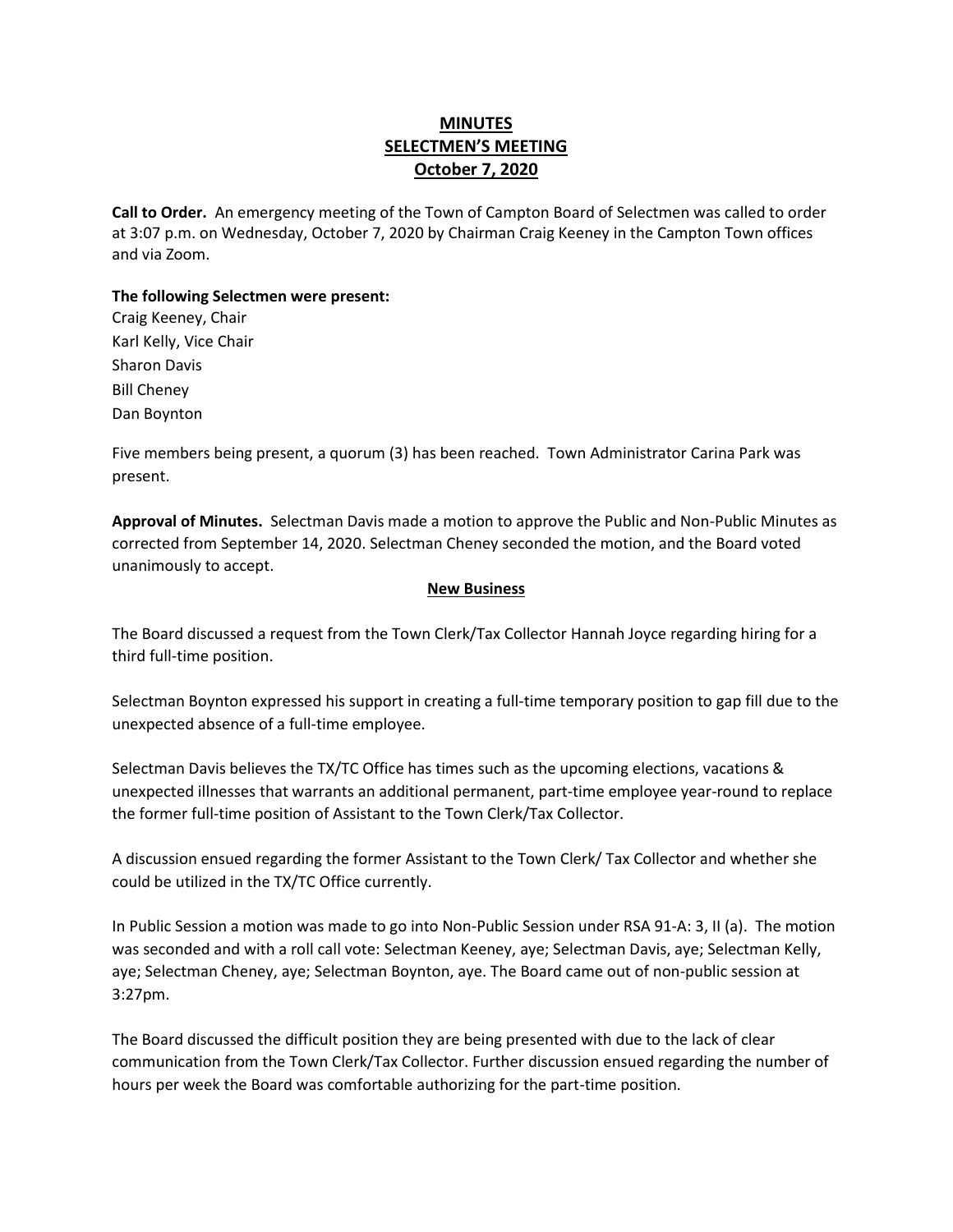# MINUTES
## SELECTMEN'S MEETING
### October 7, 2020

**Call to Order.** An emergency meeting of the Town of Campton Board of Selectmen was called to order at 3:07 p.m. on Wednesday, October 7, 2020 by Chairman Craig Keeney in the Campton Town offices and via Zoom.

**The following Selectmen were present:**
Craig Keeney, Chair
Karl Kelly, Vice Chair
Sharon Davis
Bill Cheney
Dan Boynton

Five members being present, a quorum (3) has been reached. Town Administrator Carina Park was present.

**Approval of Minutes.** Selectman Davis made a motion to approve the Public and Non-Public Minutes as corrected from September 14, 2020. Selectman Cheney seconded the motion, and the Board voted unanimously to accept.

**New Business**

The Board discussed a request from the Town Clerk/Tax Collector Hannah Joyce regarding hiring for a third full-time position.

Selectman Boynton expressed his support in creating a full-time temporary position to gap fill due to the unexpected absence of a full-time employee.

Selectman Davis believes the TX/TC Office has times such as the upcoming elections, vacations & unexpected illnesses that warrants an additional permanent, part-time employee year-round to replace the former full-time position of Assistant to the Town Clerk/Tax Collector.

A discussion ensued regarding the former Assistant to the Town Clerk/ Tax Collector and whether she could be utilized in the TX/TC Office currently.

In Public Session a motion was made to go into Non-Public Session under RSA 91-A: 3, II (a). The motion was seconded and with a roll call vote: Selectman Keeney, aye; Selectman Davis, aye; Selectman Kelly, aye; Selectman Cheney, aye; Selectman Boynton, aye. The Board came out of non-public session at 3:27pm.

The Board discussed the difficult position they are being presented with due to the lack of clear communication from the Town Clerk/Tax Collector. Further discussion ensued regarding the number of hours per week the Board was comfortable authorizing for the part-time position.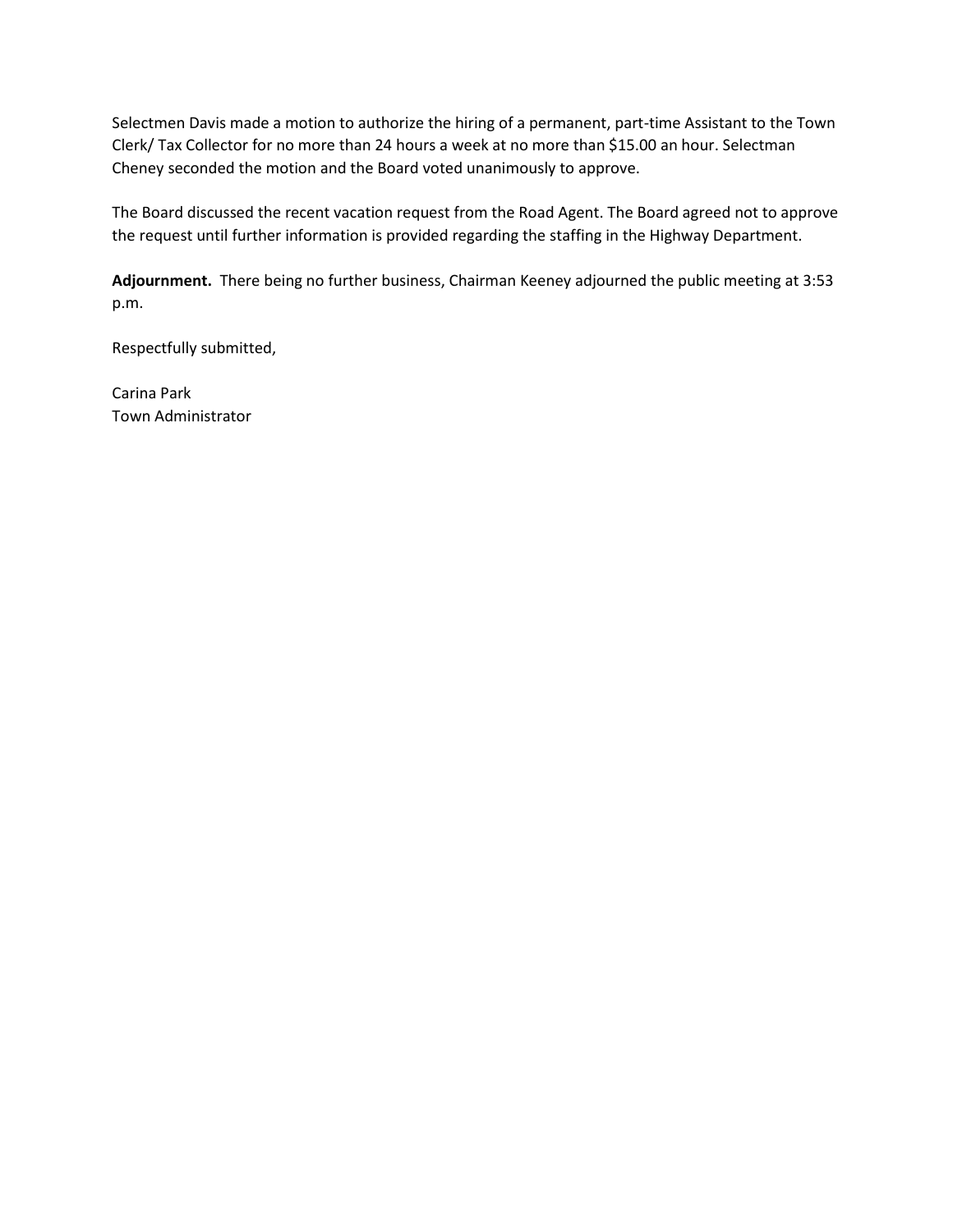Selectmen Davis made a motion to authorize the hiring of a permanent, part-time Assistant to the Town Clerk/ Tax Collector for no more than 24 hours a week at no more than $15.00 an hour. Selectman Cheney seconded the motion and the Board voted unanimously to approve.

The Board discussed the recent vacation request from the Road Agent. The Board agreed not to approve the request until further information is provided regarding the staffing in the Highway Department.

**Adjournment.** There being no further business, Chairman Keeney adjourned the public meeting at 3:53 p.m.

Respectfully submitted,

Carina Park
Town Administrator